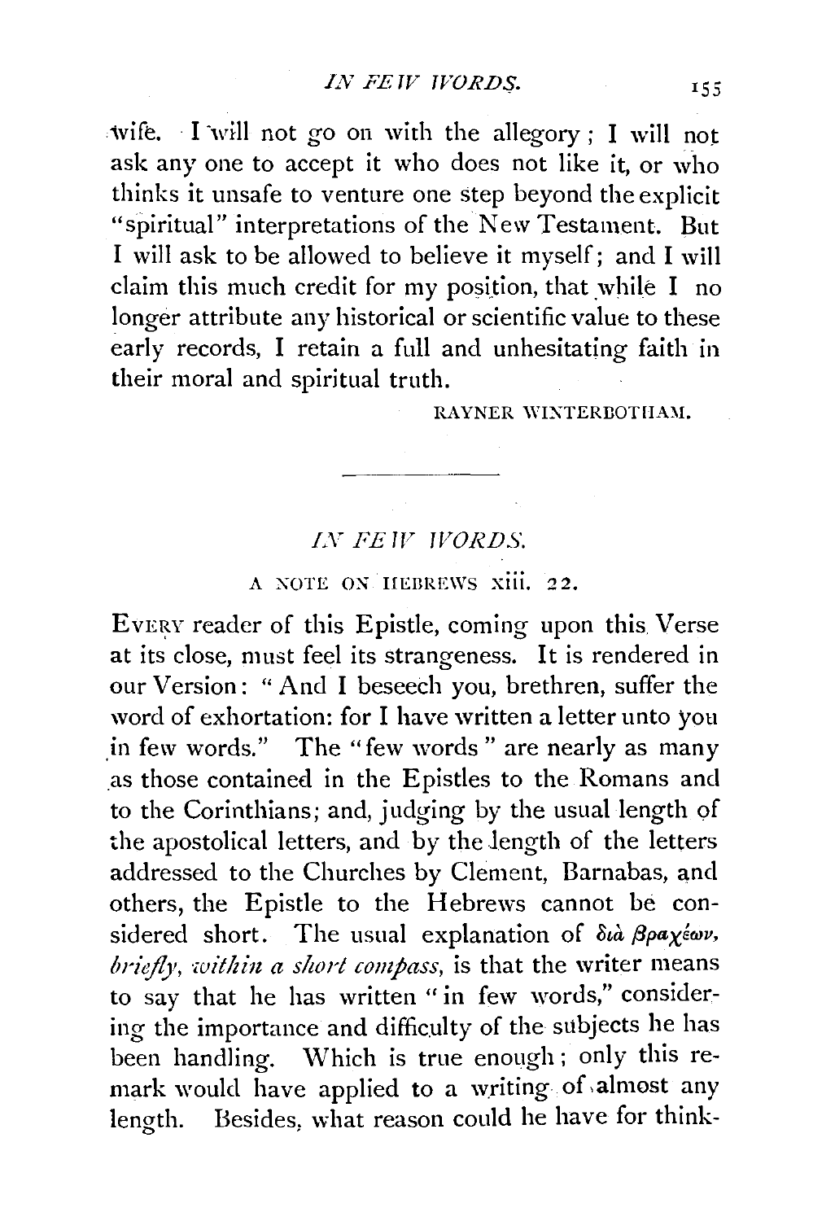wife. I will not go on with the allegory; I will not ask any one to accept it who does not like it, or who thinks it unsafe to venture one step beyond the explicit "spiritual" interpretations of the New Testament. But I will ask to be allowed to believe it myself; and I will claim this much credit for my position, that while I no longer attribute any historical or scientific value to these early records, I retain a full and unhesitating faith in their moral and spiritual truth.

RAYNER WINTERBOTHAM.

---

## *IN FEW WORDS.*

### A NOTE ON HEBREWS xiii. 22.

EVERY reader of this Epistle, coming upon this Verse at its close, must feel its strangeness. It is rendered in our Version: "And I beseech you, brethren, suffer the word of exhortation: for I have written a letter unto you in few words." The "few words" are nearly as many as those contained in the Epistles to the Romans and to the Corinthians; and, judging by the usual length of the apostolical letters, and by the length of the letters addressed to the Churches by Clement, Barnabas, and others, the Epistle to the Hebrews cannot be considered short. The usual explanation of *διὰ βραχέων*, *briefly*, *within a short compass*, is that the writer means to say that he has written "in few words," considering the importance and difficulty of the subjects he has been handling. Which is true enough; only this remark would have applied to a writing of almost any length. Besides, what reason could he have for think-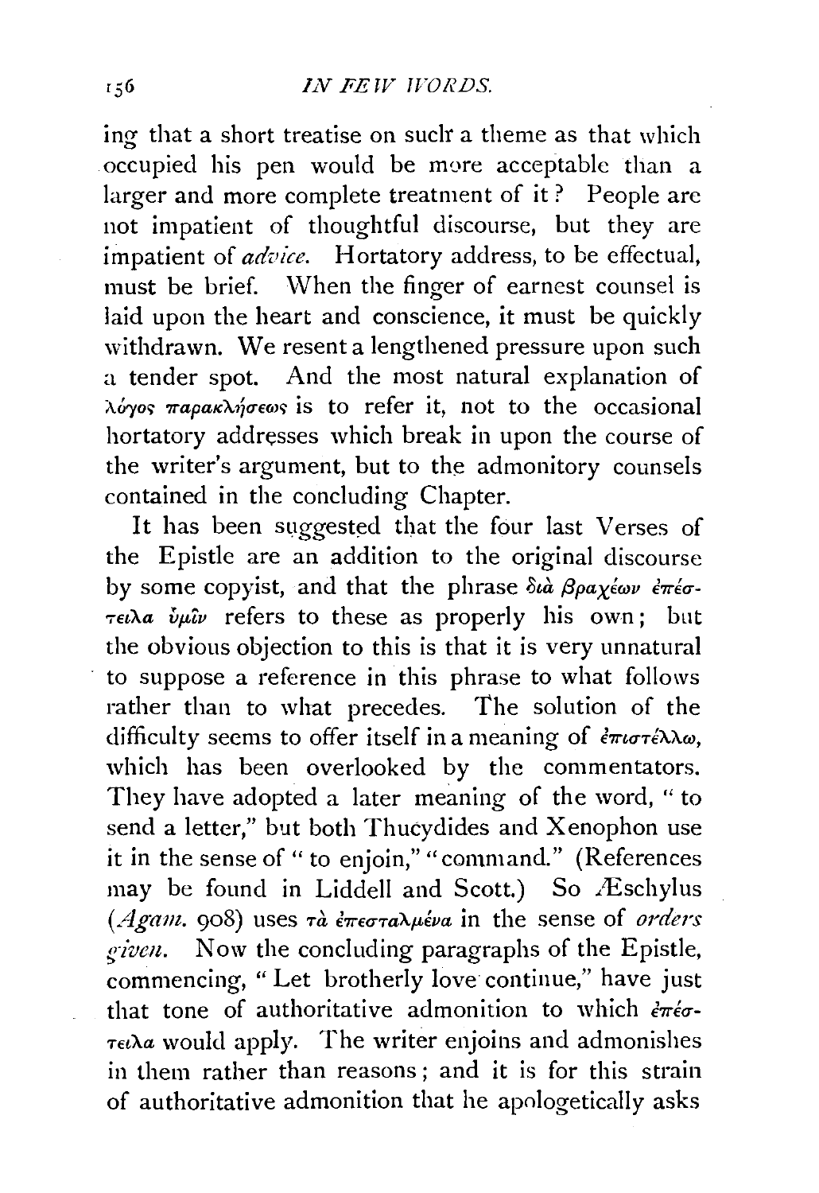ing that a short treatise on such a theme as that which occupied his pen would be more acceptable than a larger and more complete treatment of it? People are not impatient of thoughtful discourse, but they are impatient of *advice*. Hortatory address, to be effectual, must be brief. When the finger of earnest counsel is laid upon the heart and conscience, it must be quickly withdrawn. We resent a lengthened pressure upon such a tender spot. And the most natural explanation of λόγος παρακλήσεως is to refer it, not to the occasional hortatory addresses which break in upon the course of the writer's argument, but to the admonitory counsels contained in the concluding Chapter.

It has been suggested that the four last Verses of the Epistle are an addition to the original discourse by some copyist, and that the phrase διὰ βραχέων ἐπέστειλα ὑμῖν refers to these as properly his own; but the obvious objection to this is that it is very unnatural to suppose a reference in this phrase to what follows rather than to what precedes. The solution of the difficulty seems to offer itself in a meaning of ἐπιστέλλω, which has been overlooked by the commentators. They have adopted a later meaning of the word, "to send a letter," but both Thucydides and Xenophon use it in the sense of "to enjoin," "command." (References may be found in Liddell and Scott.) So Æschylus (*Agam.* 908) uses τὰ ἐπεσταλμένα in the sense of *orders given*. Now the concluding paragraphs of the Epistle, commencing, "Let brotherly love continue," have just that tone of authoritative admonition to which ἐπέστειλα would apply. The writer enjoins and admonishes in them rather than reasons; and it is for this strain of authoritative admonition that he apologetically asks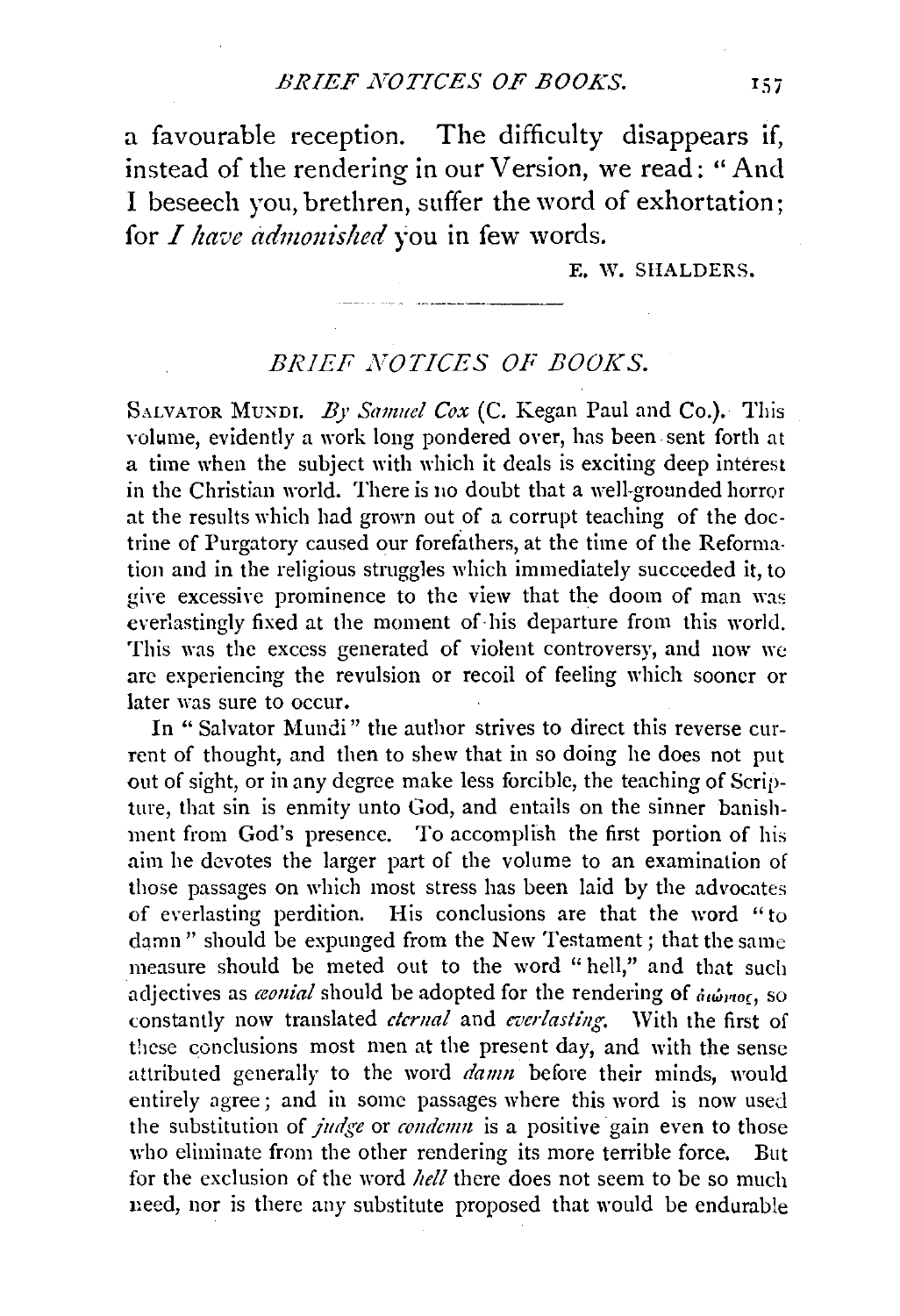a favourable reception. The difficulty disappears if, instead of the rendering in our Version, we read: "And I beseech you, brethren, suffer the word of exhortation; for *I have admonished* you in few words.

E. W. SHALDERS.

## *BRIEF NOTICES OF BOOKS.*

SALVATOR MUNDI. *By Samuel Cox* (C. Kegan Paul and Co.). This volume, evidently a work long pondered over, has been sent forth at a time when the subject with which it deals is exciting deep interest in the Christian world. There is no doubt that a well-grounded horror at the results which had grown out of a corrupt teaching of the doctrine of Purgatory caused our forefathers, at the time of the Reformation and in the religious struggles which immediately succeeded it, to give excessive prominence to the view that the doom of man was everlastingly fixed at the moment of his departure from this world. This was the excess generated of violent controversy, and now we are experiencing the revulsion or recoil of feeling which sooner or later was sure to occur.

In "Salvator Mundi" the author strives to direct this reverse current of thought, and then to shew that in so doing he does not put out of sight, or in any degree make less forcible, the teaching of Scripture, that sin is enmity unto God, and entails on the sinner banishment from God's presence. To accomplish the first portion of his aim he devotes the larger part of the volume to an examination of those passages on which most stress has been laid by the advocates of everlasting perdition. His conclusions are that the word "to damn" should be expunged from the New Testament; that the same measure should be meted out to the word "hell," and that such adjectives as *æonial* should be adopted for the rendering of αἰώνιος, so constantly now translated *eternal* and *everlasting*. With the first of these conclusions most men at the present day, and with the sense attributed generally to the word *damn* before their minds, would entirely agree; and in some passages where this word is now used the substitution of *judge* or *condemn* is a positive gain even to those who eliminate from the other rendering its more terrible force. But for the exclusion of the word *hell* there does not seem to be so much need, nor is there any substitute proposed that would be endurable